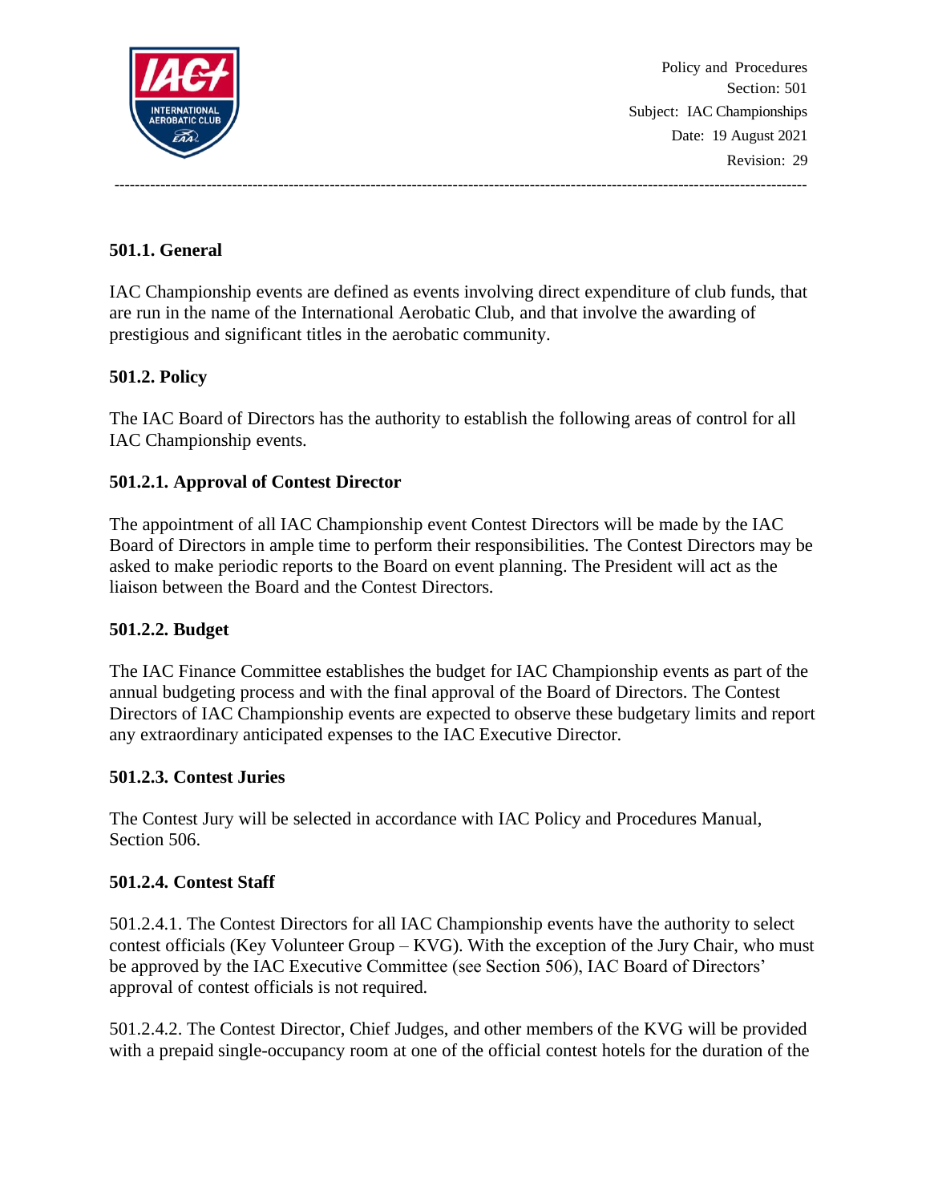Policy and Procedures
Section: 501
Subject: IAC Championships
Date: 19 August 2021
Revision: 29

---

## 501.1. General

IAC Championship events are defined as events involving direct expenditure of club funds, that are run in the name of the International Aerobatic Club, and that involve the awarding of prestigious and significant titles in the aerobatic community.

## 501.2. Policy

The IAC Board of Directors has the authority to establish the following areas of control for all IAC Championship events.

### 501.2.1. Approval of Contest Director

The appointment of all IAC Championship event Contest Directors will be made by the IAC Board of Directors in ample time to perform their responsibilities. The Contest Directors may be asked to make periodic reports to the Board on event planning. The President will act as the liaison between the Board and the Contest Directors.

### 501.2.2. Budget

The IAC Finance Committee establishes the budget for IAC Championship events as part of the annual budgeting process and with the final approval of the Board of Directors. The Contest Directors of IAC Championship events are expected to observe these budgetary limits and report any extraordinary anticipated expenses to the IAC Executive Director.

### 501.2.3. Contest Juries

The Contest Jury will be selected in accordance with IAC Policy and Procedures Manual, Section 506.

### 501.2.4. Contest Staff

501.2.4.1. The Contest Directors for all IAC Championship events have the authority to select contest officials (Key Volunteer Group – KVG). With the exception of the Jury Chair, who must be approved by the IAC Executive Committee (see Section 506), IAC Board of Directors' approval of contest officials is not required.

501.2.4.2. The Contest Director, Chief Judges, and other members of the KVG will be provided with a prepaid single-occupancy room at one of the official contest hotels for the duration of the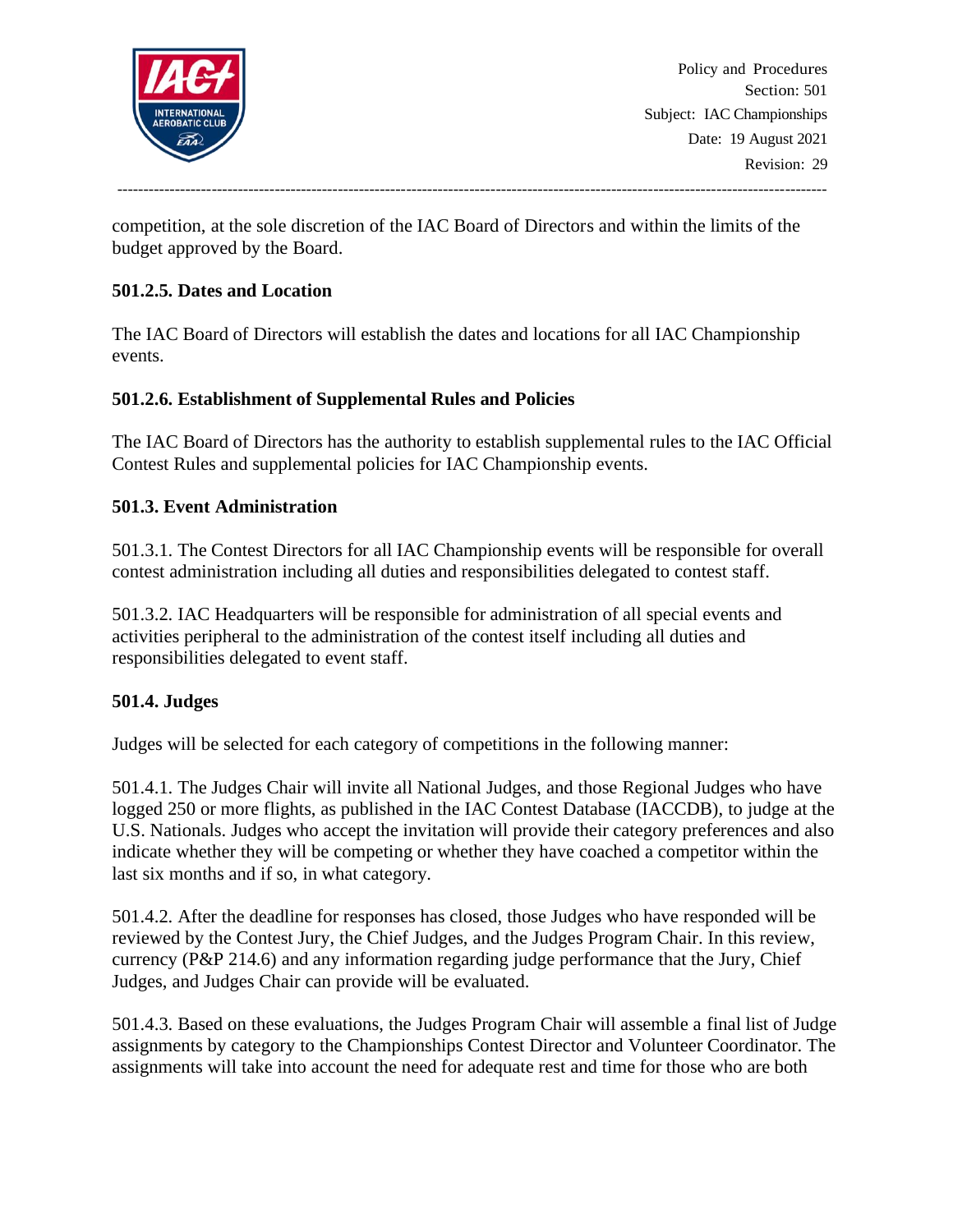competition, at the sole discretion of the IAC Board of Directors and within the limits of the budget approved by the Board.

### 501.2.5. Dates and Location

The IAC Board of Directors will establish the dates and locations for all IAC Championship events.

### 501.2.6. Establishment of Supplemental Rules and Policies

The IAC Board of Directors has the authority to establish supplemental rules to the IAC Official Contest Rules and supplemental policies for IAC Championship events.

## 501.3. Event Administration

501.3.1. The Contest Directors for all IAC Championship events will be responsible for overall contest administration including all duties and responsibilities delegated to contest staff.

501.3.2. IAC Headquarters will be responsible for administration of all special events and activities peripheral to the administration of the contest itself including all duties and responsibilities delegated to event staff.

## 501.4. Judges

Judges will be selected for each category of competitions in the following manner:

501.4.1. The Judges Chair will invite all National Judges, and those Regional Judges who have logged 250 or more flights, as published in the IAC Contest Database (IACCDB), to judge at the U.S. Nationals. Judges who accept the invitation will provide their category preferences and also indicate whether they will be competing or whether they have coached a competitor within the last six months and if so, in what category.

501.4.2. After the deadline for responses has closed, those Judges who have responded will be reviewed by the Contest Jury, the Chief Judges, and the Judges Program Chair. In this review, currency (P&P 214.6) and any information regarding judge performance that the Jury, Chief Judges, and Judges Chair can provide will be evaluated.

501.4.3. Based on these evaluations, the Judges Program Chair will assemble a final list of Judge assignments by category to the Championships Contest Director and Volunteer Coordinator. The assignments will take into account the need for adequate rest and time for those who are both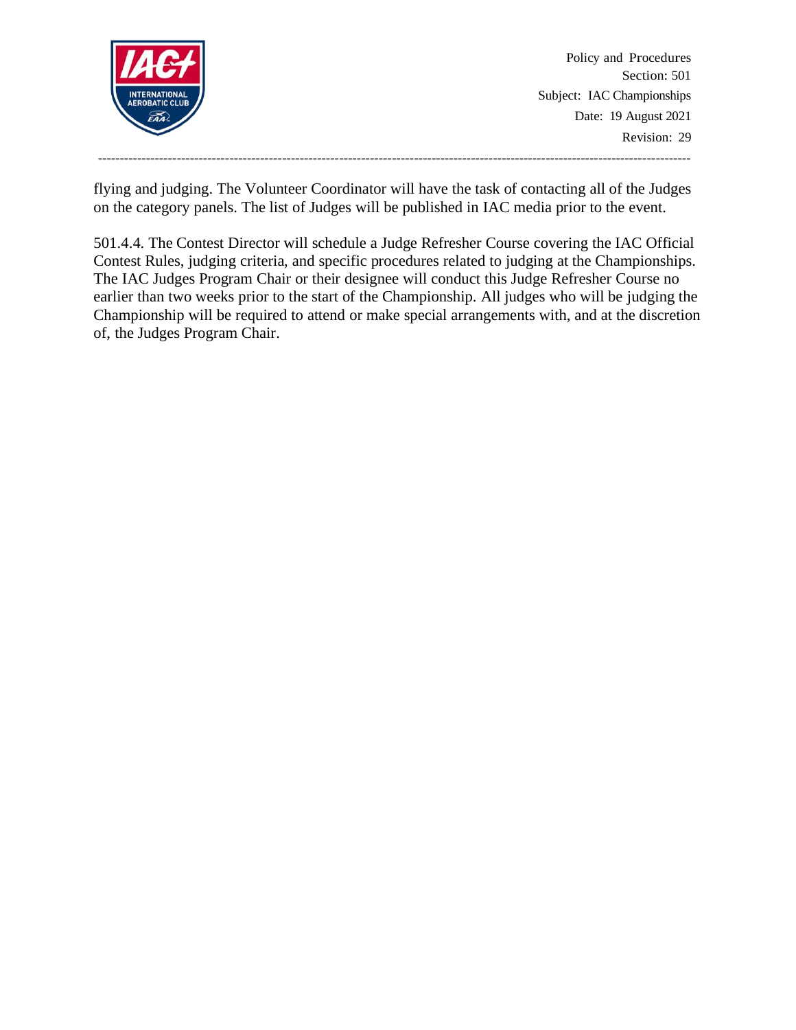flying and judging. The Volunteer Coordinator will have the task of contacting all of the Judges on the category panels. The list of Judges will be published in IAC media prior to the event.

501.4.4. The Contest Director will schedule a Judge Refresher Course covering the IAC Official Contest Rules, judging criteria, and specific procedures related to judging at the Championships. The IAC Judges Program Chair or their designee will conduct this Judge Refresher Course no earlier than two weeks prior to the start of the Championship. All judges who will be judging the Championship will be required to attend or make special arrangements with, and at the discretion of, the Judges Program Chair.